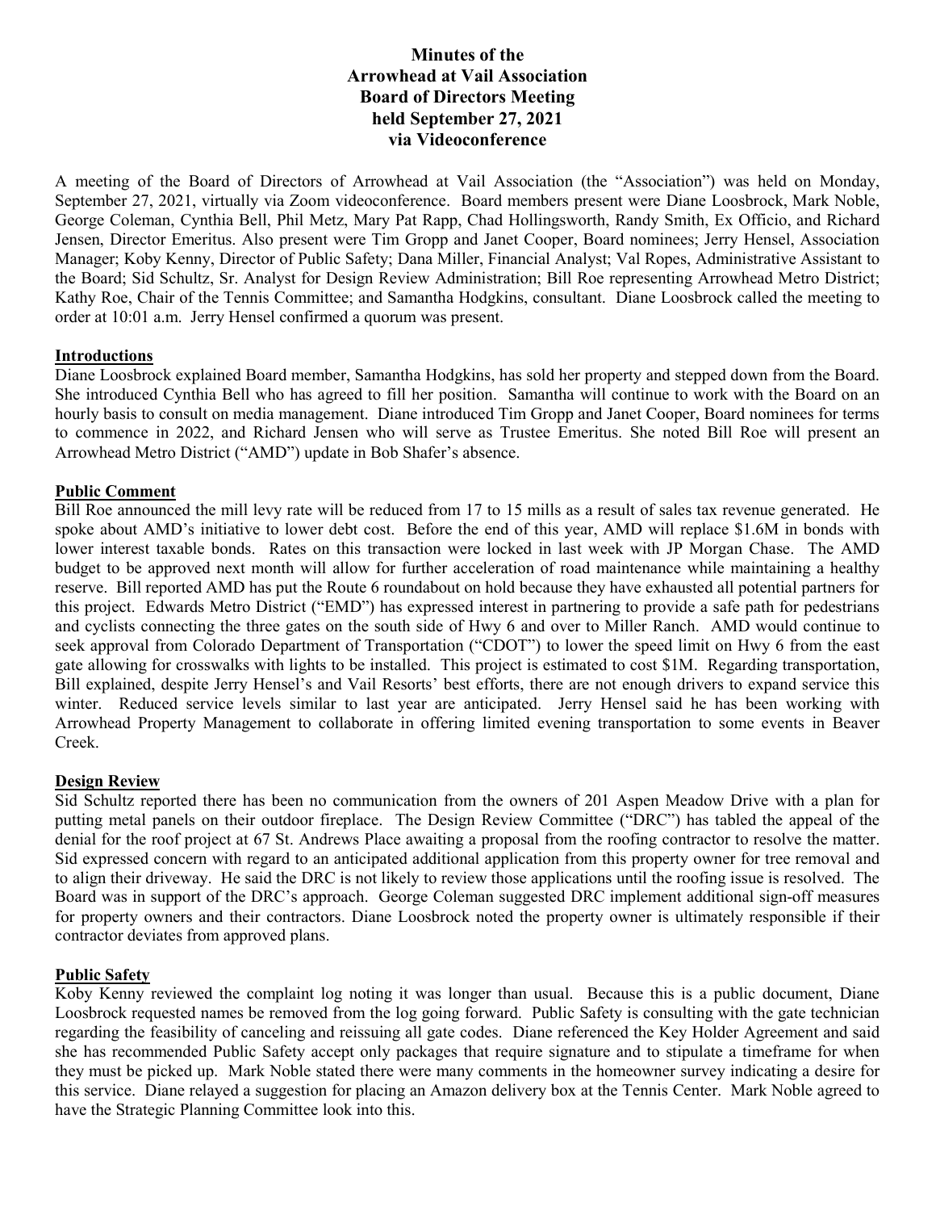# Minutes of the Arrowhead at Vail Association Board of Directors Meeting held September 27, 2021 via Videoconference

A meeting of the Board of Directors of Arrowhead at Vail Association (the "Association") was held on Monday, September 27, 2021, virtually via Zoom videoconference. Board members present were Diane Loosbrock, Mark Noble, George Coleman, Cynthia Bell, Phil Metz, Mary Pat Rapp, Chad Hollingsworth, Randy Smith, Ex Officio, and Richard Jensen, Director Emeritus. Also present were Tim Gropp and Janet Cooper, Board nominees; Jerry Hensel, Association Manager; Koby Kenny, Director of Public Safety; Dana Miller, Financial Analyst; Val Ropes, Administrative Assistant to the Board; Sid Schultz, Sr. Analyst for Design Review Administration; Bill Roe representing Arrowhead Metro District; Kathy Roe, Chair of the Tennis Committee; and Samantha Hodgkins, consultant. Diane Loosbrock called the meeting to order at 10:01 a.m. Jerry Hensel confirmed a quorum was present.

**Introductions**

Diane Loosbrock explained Board member, Samantha Hodgkins, has sold her property and stepped down from the Board. She introduced Cynthia Bell who has agreed to fill her position. Samantha will continue to work with the Board on an hourly basis to consult on media management. Diane introduced Tim Gropp and Janet Cooper, Board nominees for terms to commence in 2022, and Richard Jensen who will serve as Trustee Emeritus. She noted Bill Roe will present an Arrowhead Metro District ("AMD") update in Bob Shafer's absence.

**Public Comment**

Bill Roe announced the mill levy rate will be reduced from 17 to 15 mills as a result of sales tax revenue generated. He spoke about AMD's initiative to lower debt cost. Before the end of this year, AMD will replace $1.6M in bonds with lower interest taxable bonds. Rates on this transaction were locked in last week with JP Morgan Chase. The AMD budget to be approved next month will allow for further acceleration of road maintenance while maintaining a healthy reserve. Bill reported AMD has put the Route 6 roundabout on hold because they have exhausted all potential partners for this project. Edwards Metro District ("EMD") has expressed interest in partnering to provide a safe path for pedestrians and cyclists connecting the three gates on the south side of Hwy 6 and over to Miller Ranch. AMD would continue to seek approval from Colorado Department of Transportation ("CDOT") to lower the speed limit on Hwy 6 from the east gate allowing for crosswalks with lights to be installed. This project is estimated to cost $1M. Regarding transportation, Bill explained, despite Jerry Hensel's and Vail Resorts' best efforts, there are not enough drivers to expand service this winter. Reduced service levels similar to last year are anticipated. Jerry Hensel said he has been working with Arrowhead Property Management to collaborate in offering limited evening transportation to some events in Beaver Creek.

**Design Review**

Sid Schultz reported there has been no communication from the owners of 201 Aspen Meadow Drive with a plan for putting metal panels on their outdoor fireplace. The Design Review Committee ("DRC") has tabled the appeal of the denial for the roof project at 67 St. Andrews Place awaiting a proposal from the roofing contractor to resolve the matter. Sid expressed concern with regard to an anticipated additional application from this property owner for tree removal and to align their driveway. He said the DRC is not likely to review those applications until the roofing issue is resolved. The Board was in support of the DRC's approach. George Coleman suggested DRC implement additional sign-off measures for property owners and their contractors. Diane Loosbrock noted the property owner is ultimately responsible if their contractor deviates from approved plans.

**Public Safety**

Koby Kenny reviewed the complaint log noting it was longer than usual. Because this is a public document, Diane Loosbrock requested names be removed from the log going forward. Public Safety is consulting with the gate technician regarding the feasibility of canceling and reissuing all gate codes. Diane referenced the Key Holder Agreement and said she has recommended Public Safety accept only packages that require signature and to stipulate a timeframe for when they must be picked up. Mark Noble stated there were many comments in the homeowner survey indicating a desire for this service. Diane relayed a suggestion for placing an Amazon delivery box at the Tennis Center. Mark Noble agreed to have the Strategic Planning Committee look into this.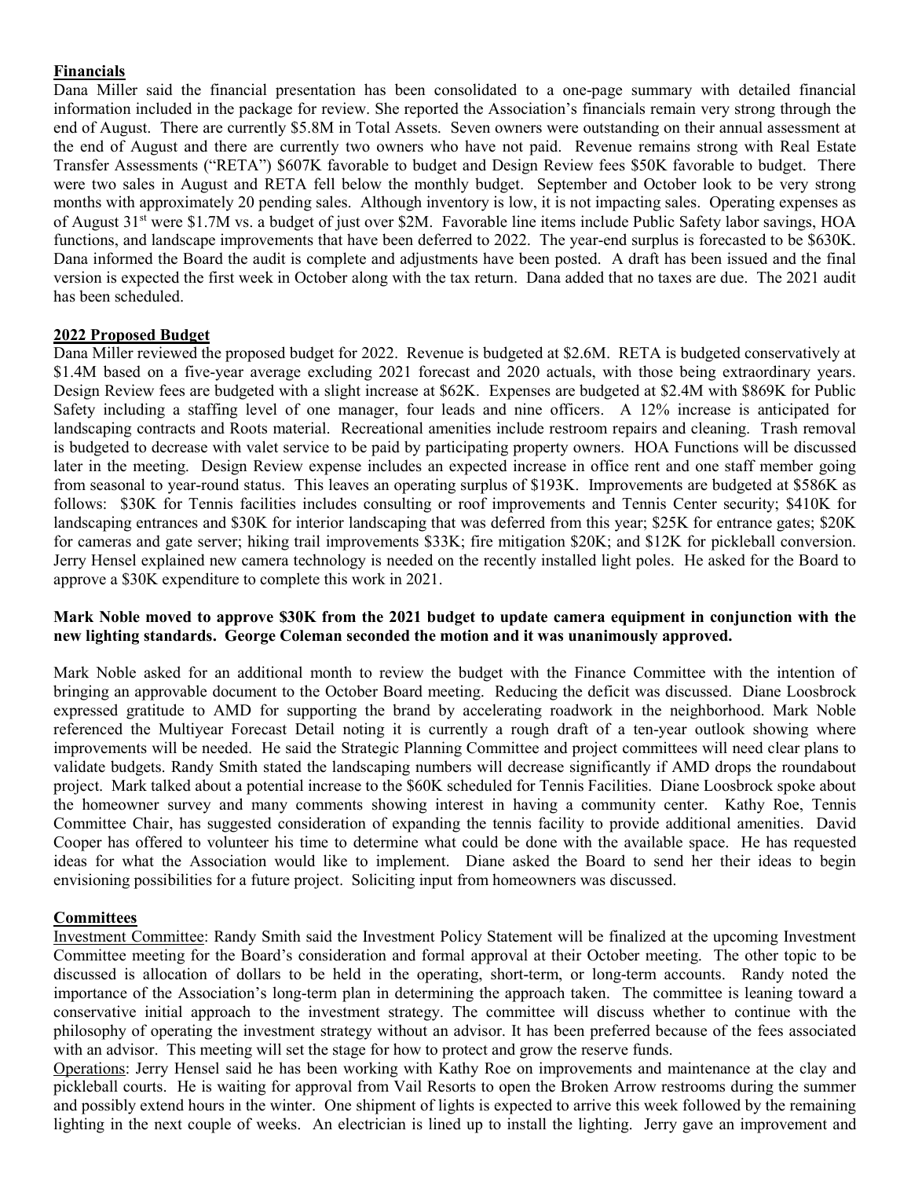**Financials**

Dana Miller said the financial presentation has been consolidated to a one-page summary with detailed financial information included in the package for review. She reported the Association's financials remain very strong through the end of August. There are currently $5.8M in Total Assets. Seven owners were outstanding on their annual assessment at the end of August and there are currently two owners who have not paid. Revenue remains strong with Real Estate Transfer Assessments ("RETA") $607K favorable to budget and Design Review fees $50K favorable to budget. There were two sales in August and RETA fell below the monthly budget. September and October look to be very strong months with approximately 20 pending sales. Although inventory is low, it is not impacting sales. Operating expenses as of August 31st were $1.7M vs. a budget of just over $2M. Favorable line items include Public Safety labor savings, HOA functions, and landscape improvements that have been deferred to 2022. The year-end surplus is forecasted to be $630K. Dana informed the Board the audit is complete and adjustments have been posted. A draft has been issued and the final version is expected the first week in October along with the tax return. Dana added that no taxes are due. The 2021 audit has been scheduled.

**2022 Proposed Budget**

Dana Miller reviewed the proposed budget for 2022. Revenue is budgeted at $2.6M. RETA is budgeted conservatively at $1.4M based on a five-year average excluding 2021 forecast and 2020 actuals, with those being extraordinary years. Design Review fees are budgeted with a slight increase at $62K. Expenses are budgeted at $2.4M with $869K for Public Safety including a staffing level of one manager, four leads and nine officers. A 12% increase is anticipated for landscaping contracts and Roots material. Recreational amenities include restroom repairs and cleaning. Trash removal is budgeted to decrease with valet service to be paid by participating property owners. HOA Functions will be discussed later in the meeting. Design Review expense includes an expected increase in office rent and one staff member going from seasonal to year-round status. This leaves an operating surplus of $193K. Improvements are budgeted at $586K as follows: $30K for Tennis facilities includes consulting or roof improvements and Tennis Center security; $410K for landscaping entrances and $30K for interior landscaping that was deferred from this year; $25K for entrance gates; $20K for cameras and gate server; hiking trail improvements $33K; fire mitigation $20K; and $12K for pickleball conversion. Jerry Hensel explained new camera technology is needed on the recently installed light poles. He asked for the Board to approve a $30K expenditure to complete this work in 2021.

**Mark Noble moved to approve $30K from the 2021 budget to update camera equipment in conjunction with the new lighting standards. George Coleman seconded the motion and it was unanimously approved.**

Mark Noble asked for an additional month to review the budget with the Finance Committee with the intention of bringing an approvable document to the October Board meeting. Reducing the deficit was discussed. Diane Loosbrock expressed gratitude to AMD for supporting the brand by accelerating roadwork in the neighborhood. Mark Noble referenced the Multiyear Forecast Detail noting it is currently a rough draft of a ten-year outlook showing where improvements will be needed. He said the Strategic Planning Committee and project committees will need clear plans to validate budgets. Randy Smith stated the landscaping numbers will decrease significantly if AMD drops the roundabout project. Mark talked about a potential increase to the $60K scheduled for Tennis Facilities. Diane Loosbrock spoke about the homeowner survey and many comments showing interest in having a community center. Kathy Roe, Tennis Committee Chair, has suggested consideration of expanding the tennis facility to provide additional amenities. David Cooper has offered to volunteer his time to determine what could be done with the available space. He has requested ideas for what the Association would like to implement. Diane asked the Board to send her their ideas to begin envisioning possibilities for a future project. Soliciting input from homeowners was discussed.

**Committees**

Investment Committee: Randy Smith said the Investment Policy Statement will be finalized at the upcoming Investment Committee meeting for the Board's consideration and formal approval at their October meeting. The other topic to be discussed is allocation of dollars to be held in the operating, short-term, or long-term accounts. Randy noted the importance of the Association's long-term plan in determining the approach taken. The committee is leaning toward a conservative initial approach to the investment strategy. The committee will discuss whether to continue with the philosophy of operating the investment strategy without an advisor. It has been preferred because of the fees associated with an advisor. This meeting will set the stage for how to protect and grow the reserve funds.

Operations: Jerry Hensel said he has been working with Kathy Roe on improvements and maintenance at the clay and pickleball courts. He is waiting for approval from Vail Resorts to open the Broken Arrow restrooms during the summer and possibly extend hours in the winter. One shipment of lights is expected to arrive this week followed by the remaining lighting in the next couple of weeks. An electrician is lined up to install the lighting. Jerry gave an improvement and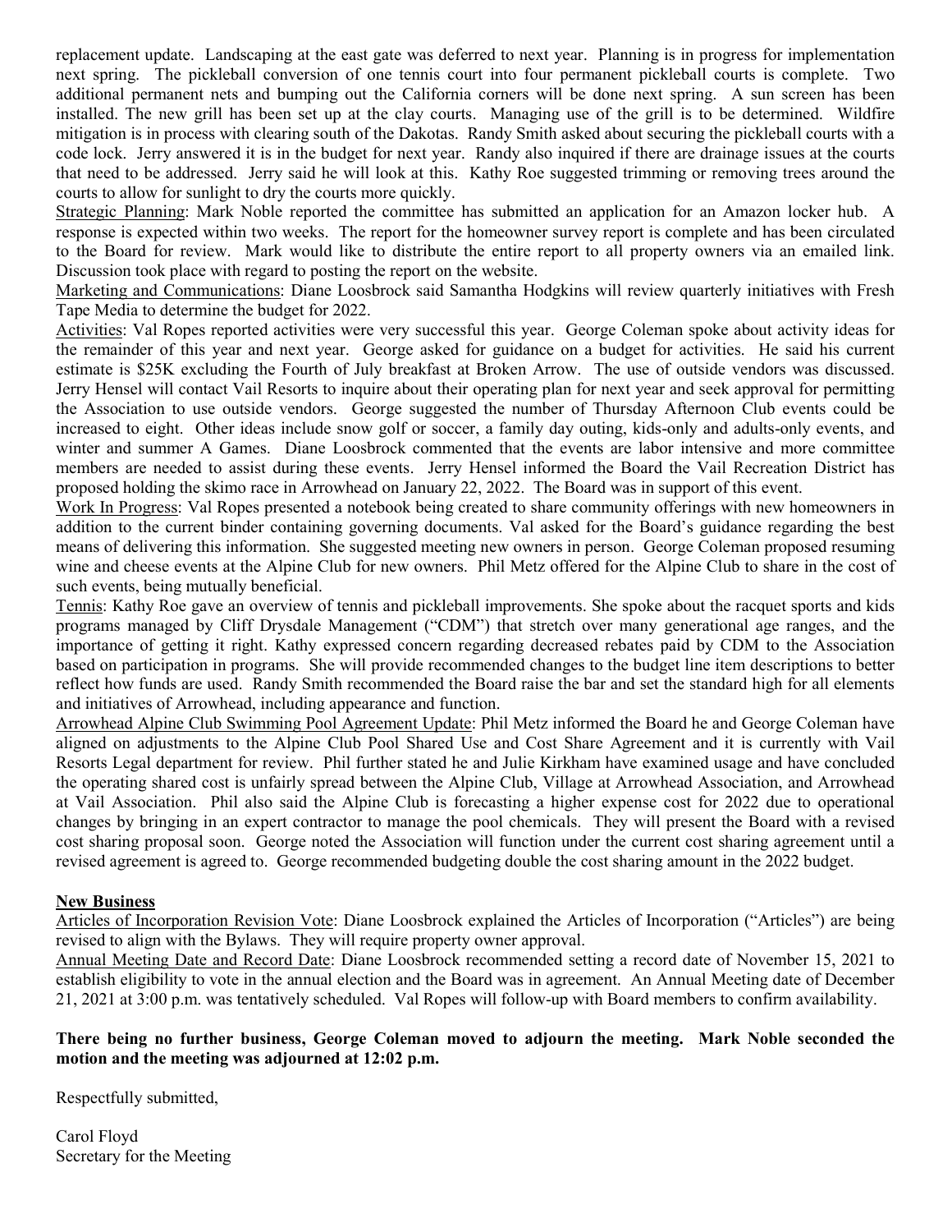replacement update. Landscaping at the east gate was deferred to next year. Planning is in progress for implementation next spring. The pickleball conversion of one tennis court into four permanent pickleball courts is complete. Two additional permanent nets and bumping out the California corners will be done next spring. A sun screen has been installed. The new grill has been set up at the clay courts. Managing use of the grill is to be determined. Wildfire mitigation is in process with clearing south of the Dakotas. Randy Smith asked about securing the pickleball courts with a code lock. Jerry answered it is in the budget for next year. Randy also inquired if there are drainage issues at the courts that need to be addressed. Jerry said he will look at this. Kathy Roe suggested trimming or removing trees around the courts to allow for sunlight to dry the courts more quickly.

Strategic Planning: Mark Noble reported the committee has submitted an application for an Amazon locker hub. A response is expected within two weeks. The report for the homeowner survey report is complete and has been circulated to the Board for review. Mark would like to distribute the entire report to all property owners via an emailed link. Discussion took place with regard to posting the report on the website.

Marketing and Communications: Diane Loosbrock said Samantha Hodgkins will review quarterly initiatives with Fresh Tape Media to determine the budget for 2022.

Activities: Val Ropes reported activities were very successful this year. George Coleman spoke about activity ideas for the remainder of this year and next year. George asked for guidance on a budget for activities. He said his current estimate is $25K excluding the Fourth of July breakfast at Broken Arrow. The use of outside vendors was discussed. Jerry Hensel will contact Vail Resorts to inquire about their operating plan for next year and seek approval for permitting the Association to use outside vendors. George suggested the number of Thursday Afternoon Club events could be increased to eight. Other ideas include snow golf or soccer, a family day outing, kids-only and adults-only events, and winter and summer A Games. Diane Loosbrock commented that the events are labor intensive and more committee members are needed to assist during these events. Jerry Hensel informed the Board the Vail Recreation District has proposed holding the skimo race in Arrowhead on January 22, 2022. The Board was in support of this event.

Work In Progress: Val Ropes presented a notebook being created to share community offerings with new homeowners in addition to the current binder containing governing documents. Val asked for the Board's guidance regarding the best means of delivering this information. She suggested meeting new owners in person. George Coleman proposed resuming wine and cheese events at the Alpine Club for new owners. Phil Metz offered for the Alpine Club to share in the cost of such events, being mutually beneficial.

Tennis: Kathy Roe gave an overview of tennis and pickleball improvements. She spoke about the racquet sports and kids programs managed by Cliff Drysdale Management ("CDM") that stretch over many generational age ranges, and the importance of getting it right. Kathy expressed concern regarding decreased rebates paid by CDM to the Association based on participation in programs. She will provide recommended changes to the budget line item descriptions to better reflect how funds are used. Randy Smith recommended the Board raise the bar and set the standard high for all elements and initiatives of Arrowhead, including appearance and function.

Arrowhead Alpine Club Swimming Pool Agreement Update: Phil Metz informed the Board he and George Coleman have aligned on adjustments to the Alpine Club Pool Shared Use and Cost Share Agreement and it is currently with Vail Resorts Legal department for review. Phil further stated he and Julie Kirkham have examined usage and have concluded the operating shared cost is unfairly spread between the Alpine Club, Village at Arrowhead Association, and Arrowhead at Vail Association. Phil also said the Alpine Club is forecasting a higher expense cost for 2022 due to operational changes by bringing in an expert contractor to manage the pool chemicals. They will present the Board with a revised cost sharing proposal soon. George noted the Association will function under the current cost sharing agreement until a revised agreement is agreed to. George recommended budgeting double the cost sharing amount in the 2022 budget.

**New Business**

Articles of Incorporation Revision Vote: Diane Loosbrock explained the Articles of Incorporation ("Articles") are being revised to align with the Bylaws. They will require property owner approval.

Annual Meeting Date and Record Date: Diane Loosbrock recommended setting a record date of November 15, 2021 to establish eligibility to vote in the annual election and the Board was in agreement. An Annual Meeting date of December 21, 2021 at 3:00 p.m. was tentatively scheduled. Val Ropes will follow-up with Board members to confirm availability.

**There being no further business, George Coleman moved to adjourn the meeting. Mark Noble seconded the motion and the meeting was adjourned at 12:02 p.m.**

Respectfully submitted,

Carol Floyd
Secretary for the Meeting